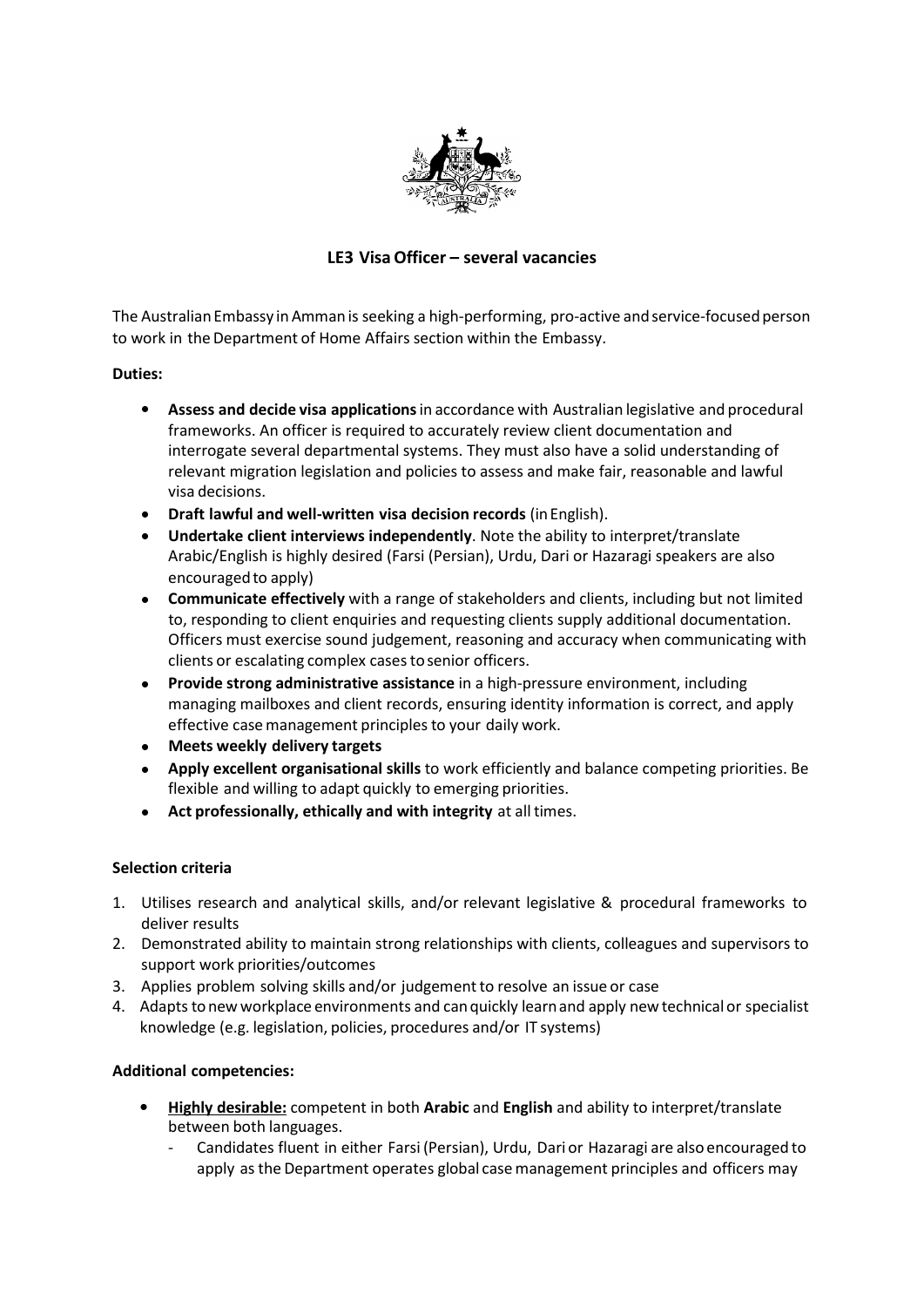# LE3 Visa Officer – several vacancies

The Australian Embassy in Amman is seeking a high-performing, pro-active and service-focused person to work in the Department of Home Affairs section within the Embassy.

**Duties:**

- **Assess and decide visa applications** in accordance with Australian legislative and procedural frameworks. An officer is required to accurately review client documentation and interrogate several departmental systems. They must also have a solid understanding of relevant migration legislation and policies to assess and make fair, reasonable and lawful visa decisions.
- **Draft lawful and well-written visa decision records** (in English).
- **Undertake client interviews independently**. Note the ability to interpret/translate Arabic/English is highly desired (Farsi (Persian), Urdu, Dari or Hazaragi speakers are also encouraged to apply)
- **Communicate effectively** with a range of stakeholders and clients, including but not limited to, responding to client enquiries and requesting clients supply additional documentation. Officers must exercise sound judgement, reasoning and accuracy when communicating with clients or escalating complex cases to senior officers.
- **Provide strong administrative assistance** in a high-pressure environment, including managing mailboxes and client records, ensuring identity information is correct, and apply effective case management principles to your daily work.
- **Meets weekly delivery targets**
- **Apply excellent organisational skills** to work efficiently and balance competing priorities. Be flexible and willing to adapt quickly to emerging priorities.
- **Act professionally, ethically and with integrity** at all times.

**Selection criteria**

1. Utilises research and analytical skills, and/or relevant legislative & procedural frameworks to deliver results
2. Demonstrated ability to maintain strong relationships with clients, colleagues and supervisors to support work priorities/outcomes
3. Applies problem solving skills and/or judgement to resolve an issue or case
4. Adapts to new workplace environments and can quickly learn and apply new technical or specialist knowledge (e.g. legislation, policies, procedures and/or IT systems)

**Additional competencies:**

- **Highly desirable:** competent in both **Arabic** and **English** and ability to interpret/translate between both languages.
  - Candidates fluent in either Farsi (Persian), Urdu, Dari or Hazaragi are also encouraged to apply as the Department operates global case management principles and officers may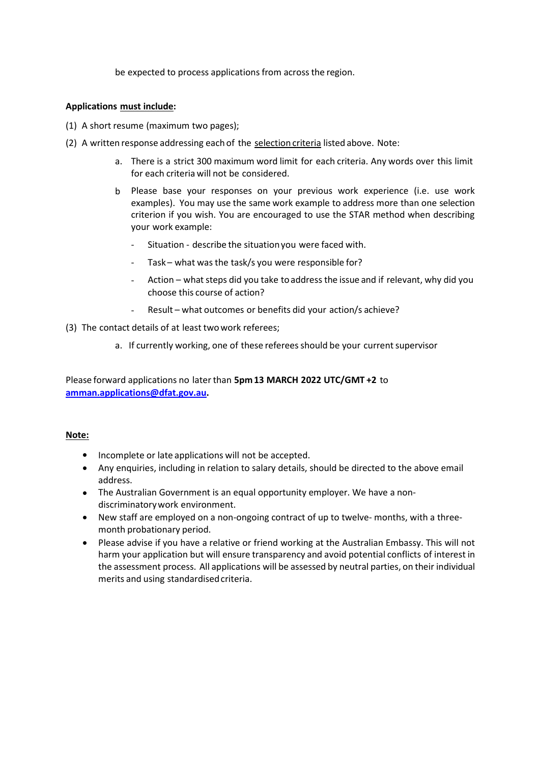be expected to process applications from across the region.

**Applications <u>must include</u>:**

(1) A short resume (maximum two pages);

(2) A written response addressing each of the <u>selection criteria</u> listed above. Note:

   a. There is a strict 300 maximum word limit for each criteria. Any words over this limit for each criteria will not be considered.

   b. Please base your responses on your previous work experience (i.e. use work examples). You may use the same work example to address more than one selection criterion if you wish. You are encouraged to use the STAR method when describing your work example:

      - Situation - describe the situation you were faced with.
      - Task – what was the task/s you were responsible for?
      - Action – what steps did you take to address the issue and if relevant, why did you choose this course of action?
      - Result – what outcomes or benefits did your action/s achieve?

(3) The contact details of at least two work referees;

   a. If currently working, one of these referees should be your current supervisor

Please forward applications no later than **5pm 13 MARCH 2022 UTC/GMT +2** to **[amman.applications@dfat.gov.au](mailto:amman.applications@dfat.gov.au).**

**<u>Note:</u>**

- Incomplete or late applications will not be accepted.
- Any enquiries, including in relation to salary details, should be directed to the above email address.
- The Australian Government is an equal opportunity employer. We have a non-discriminatory work environment.
- New staff are employed on a non-ongoing contract of up to twelve- months, with a three-month probationary period.
- Please advise if you have a relative or friend working at the Australian Embassy. This will not harm your application but will ensure transparency and avoid potential conflicts of interest in the assessment process. All applications will be assessed by neutral parties, on their individual merits and using standardised criteria.